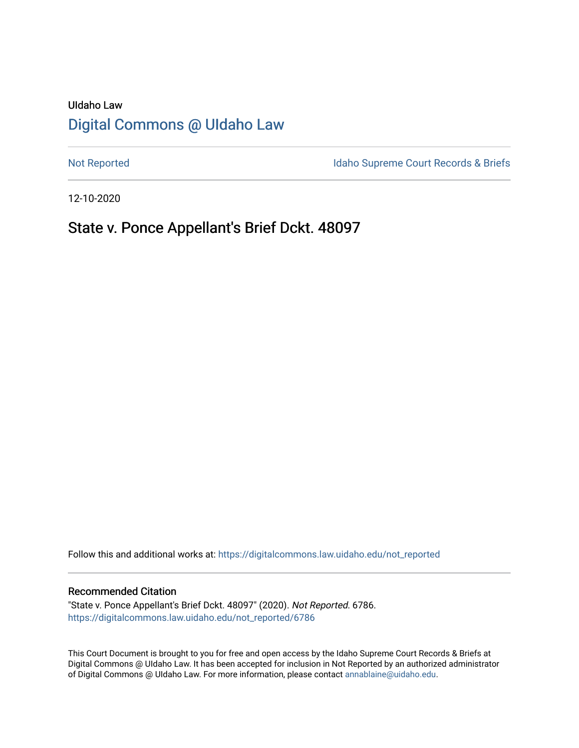UIdaho Law

# Digital Commons @ UIdaho Law

Not Reported

Idaho Supreme Court Records & Briefs

12-10-2020

## State v. Ponce Appellant's Brief Dckt. 48097

Follow this and additional works at: https://digitalcommons.law.uidaho.edu/not_reported

### Recommended Citation

"State v. Ponce Appellant's Brief Dckt. 48097" (2020). *Not Reported*. 6786.
https://digitalcommons.law.uidaho.edu/not_reported/6786

This Court Document is brought to you for free and open access by the Idaho Supreme Court Records & Briefs at Digital Commons @ UIdaho Law. It has been accepted for inclusion in Not Reported by an authorized administrator of Digital Commons @ UIdaho Law. For more information, please contact annablaine@uidaho.edu.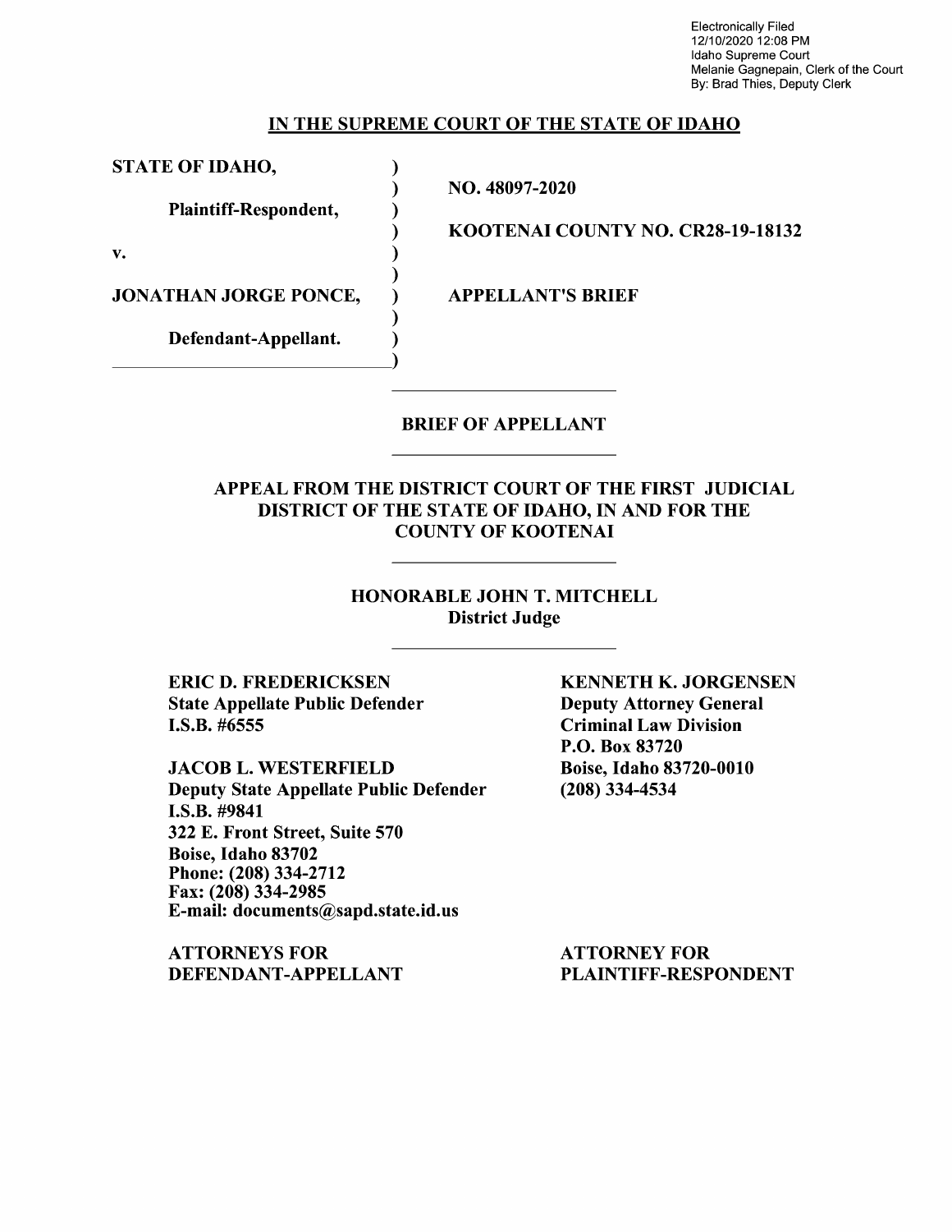Electronically Filed
12/10/2020 12:08 PM
Idaho Supreme Court
Melanie Gagnepain, Clerk of the Court
By: Brad Thies, Deputy Clerk

**IN THE SUPREME COURT OF THE STATE OF IDAHO**

| | | |
|---|---|---|
| **STATE OF IDAHO,** | ) | |
| | ) | **NO. 48097-2020** |
| **Plaintiff-Respondent,** | ) | |
| | ) | **KOOTENAI COUNTY NO. CR28-19-18132** |
| **v.** | ) | |
| | ) | |
| **JONATHAN JORGE PONCE,** | ) | **APPELLANT'S BRIEF** |
| | ) | |
| **Defendant-Appellant.** | ) | |
| | ) | |

**BRIEF OF APPELLANT**

**APPEAL FROM THE DISTRICT COURT OF THE FIRST JUDICIAL DISTRICT OF THE STATE OF IDAHO, IN AND FOR THE COUNTY OF KOOTENAI**

**HONORABLE JOHN T. MITCHELL**
**District Judge**

**ERIC D. FREDERICKSEN**
**State Appellate Public Defender**
**I.S.B. #6555**

**JACOB L. WESTERFIELD**
**Deputy State Appellate Public Defender**
**I.S.B. #9841**
**322 E. Front Street, Suite 570**
**Boise, Idaho 83702**
**Phone: (208) 334-2712**
**Fax: (208) 334-2985**
**E-mail: documents@sapd.state.id.us**

**ATTORNEYS FOR DEFENDANT-APPELLANT**

**KENNETH K. JORGENSEN**
**Deputy Attorney General**
**Criminal Law Division**
**P.O. Box 83720**
**Boise, Idaho 83720-0010**
**(208) 334-4534**

**ATTORNEY FOR PLAINTIFF-RESPONDENT**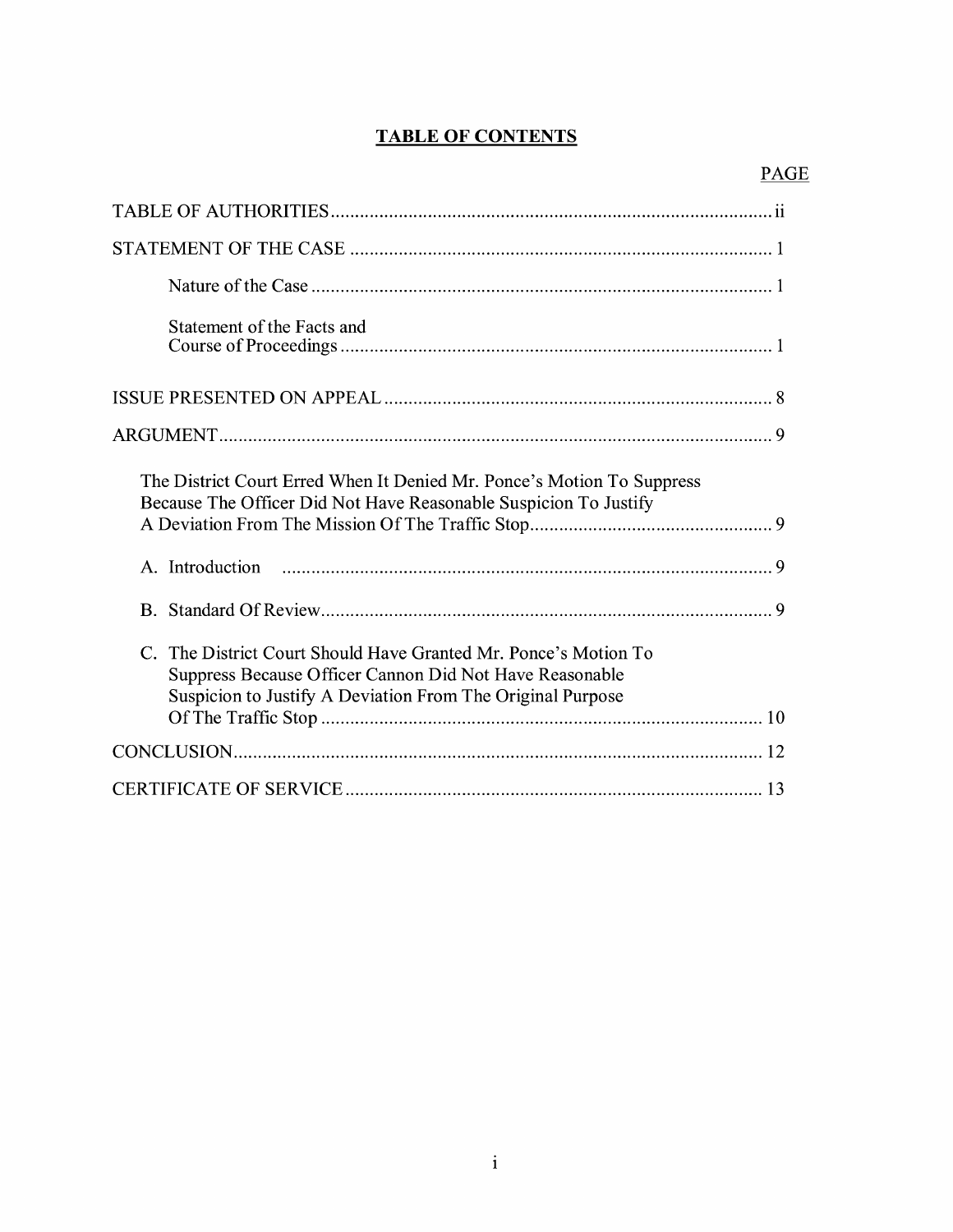# TABLE OF CONTENTS

| | PAGE |
|---|---|
| TABLE OF AUTHORITIES | ii |
| STATEMENT OF THE CASE | 1 |
| Nature of the Case | 1 |
| Statement of the Facts and Course of Proceedings | 1 |
| ISSUE PRESENTED ON APPEAL | 8 |
| ARGUMENT | 9 |
| The District Court Erred When It Denied Mr. Ponce's Motion To Suppress Because The Officer Did Not Have Reasonable Suspicion To Justify A Deviation From The Mission Of The Traffic Stop | 9 |
| A. Introduction | 9 |
| B. Standard Of Review | 9 |
| C. The District Court Should Have Granted Mr. Ponce's Motion To Suppress Because Officer Cannon Did Not Have Reasonable Suspicion to Justify A Deviation From The Original Purpose Of The Traffic Stop | 10 |
| CONCLUSION | 12 |
| CERTIFICATE OF SERVICE | 13 |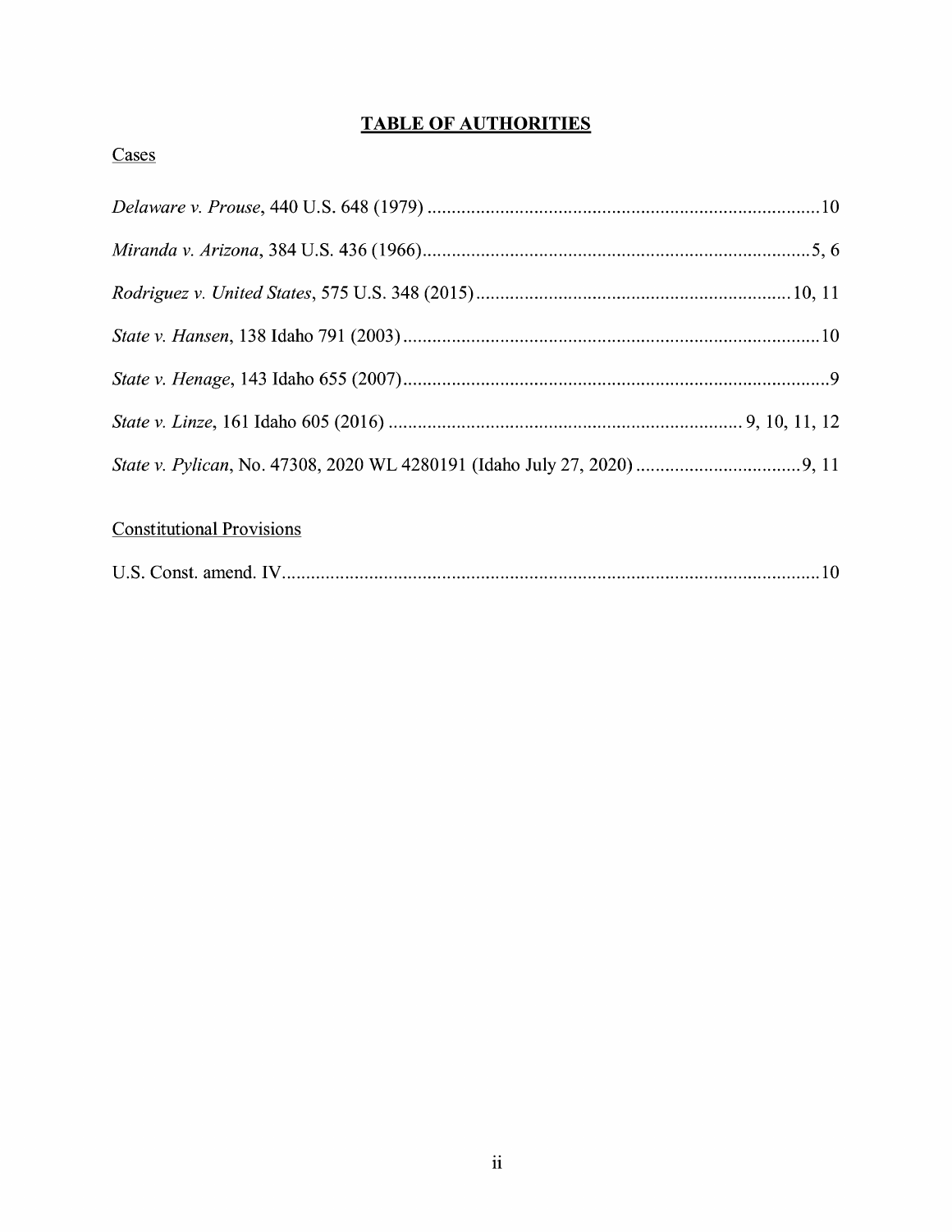# **TABLE OF AUTHORITIES**

Cases

*Delaware v. Prouse*, 440 U.S. 648 (1979) ....................................................................................10

*Miranda v. Arizona*, 384 U.S. 436 (1966)....................................................................................5, 6

*Rodriguez v. United States*, 575 U.S. 348 (2015)......................................................................10, 11

*State v. Hansen*, 138 Idaho 791 (2003)..........................................................................................10

*State v. Henage*, 143 Idaho 655 (2007)............................................................................................9

*State v. Linze*, 161 Idaho 605 (2016) ............................................................................9, 10, 11, 12

*State v. Pylican*, No. 47308, 2020 WL 4280191 (Idaho July 27, 2020) ......................................9, 11

Constitutional Provisions

U.S. Const. amend. IV....................................................................................................................10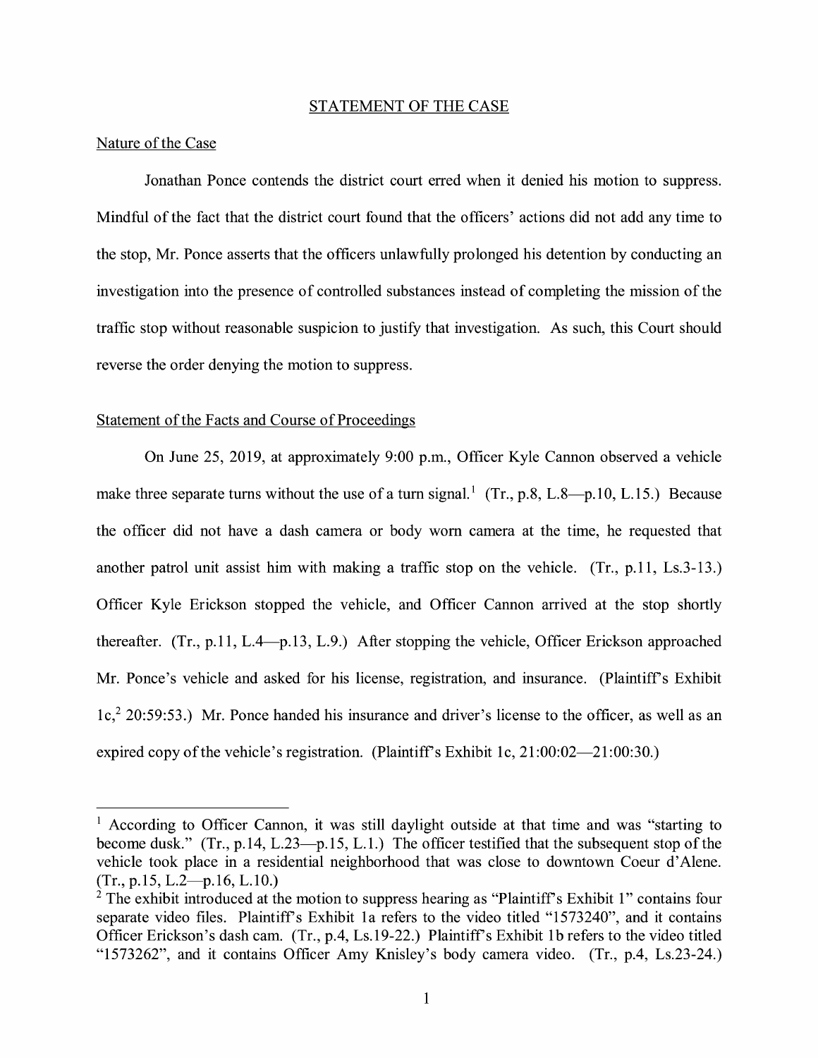## STATEMENT OF THE CASE

### Nature of the Case

Jonathan Ponce contends the district court erred when it denied his motion to suppress. Mindful of the fact that the district court found that the officers' actions did not add any time to the stop, Mr. Ponce asserts that the officers unlawfully prolonged his detention by conducting an investigation into the presence of controlled substances instead of completing the mission of the traffic stop without reasonable suspicion to justify that investigation. As such, this Court should reverse the order denying the motion to suppress.

### Statement of the Facts and Course of Proceedings

On June 25, 2019, at approximately 9:00 p.m., Officer Kyle Cannon observed a vehicle make three separate turns without the use of a turn signal.[1] (Tr., p.8, L.8—p.10, L.15.) Because the officer did not have a dash camera or body worn camera at the time, he requested that another patrol unit assist him with making a traffic stop on the vehicle. (Tr., p.11, Ls.3-13.) Officer Kyle Erickson stopped the vehicle, and Officer Cannon arrived at the stop shortly thereafter. (Tr., p.11, L.4—p.13, L.9.) After stopping the vehicle, Officer Erickson approached Mr. Ponce's vehicle and asked for his license, registration, and insurance. (Plaintiff's Exhibit 1c,[2] 20:59:53.) Mr. Ponce handed his insurance and driver's license to the officer, as well as an expired copy of the vehicle's registration. (Plaintiff's Exhibit 1c, 21:00:02—21:00:30.)

---

[1] According to Officer Cannon, it was still daylight outside at that time and was "starting to become dusk." (Tr., p.14, L.23—p.15, L.1.) The officer testified that the subsequent stop of the vehicle took place in a residential neighborhood that was close to downtown Coeur d'Alene. (Tr., p.15, L.2—p.16, L.10.)

[2] The exhibit introduced at the motion to suppress hearing as "Plaintiff's Exhibit 1" contains four separate video files. Plaintiff's Exhibit 1a refers to the video titled "1573240", and it contains Officer Erickson's dash cam. (Tr., p.4, Ls.19-22.) Plaintiff's Exhibit 1b refers to the video titled "1573262", and it contains Officer Amy Knisley's body camera video. (Tr., p.4, Ls.23-24.)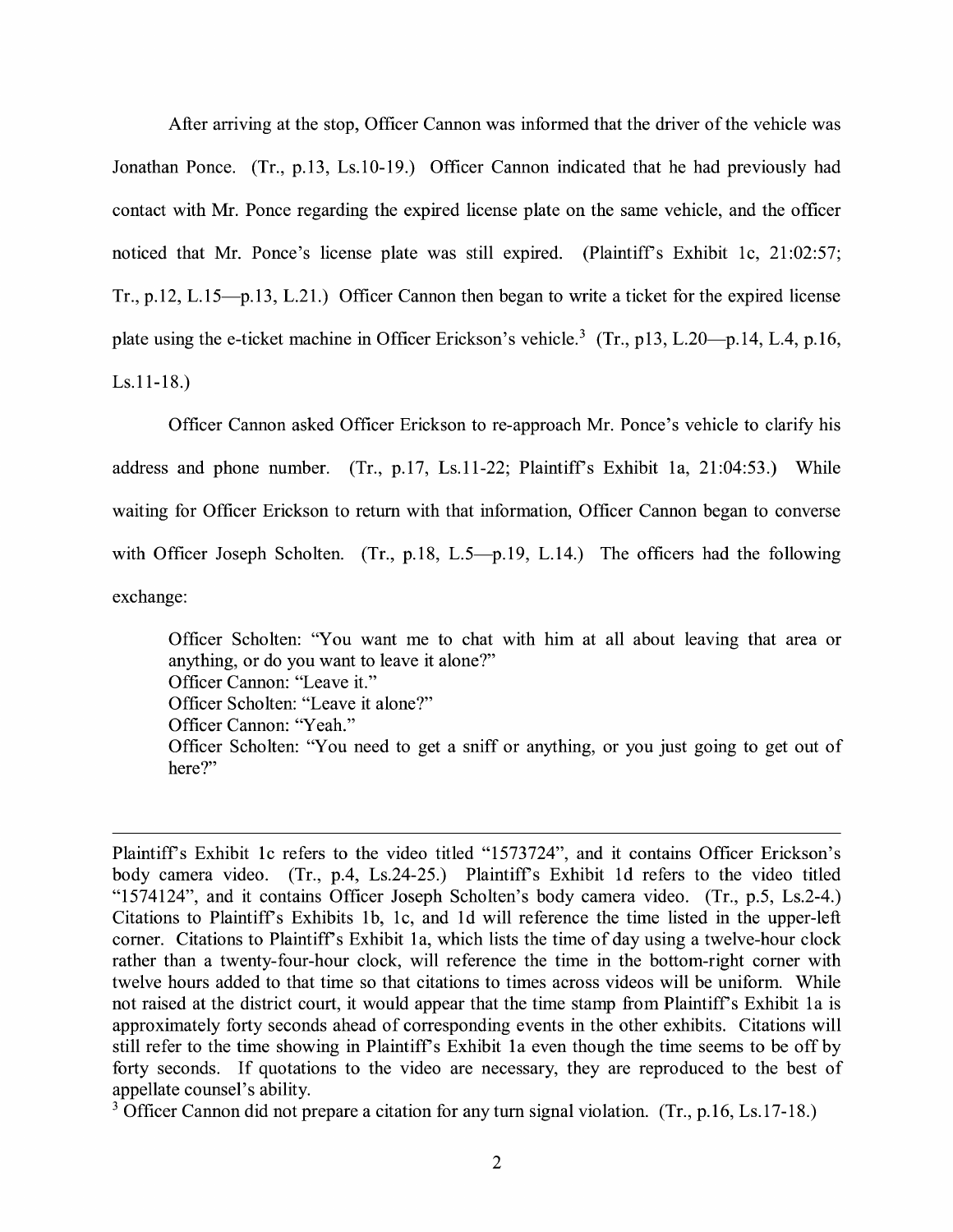After arriving at the stop, Officer Cannon was informed that the driver of the vehicle was Jonathan Ponce. (Tr., p.13, Ls.10-19.) Officer Cannon indicated that he had previously had contact with Mr. Ponce regarding the expired license plate on the same vehicle, and the officer noticed that Mr. Ponce's license plate was still expired. (Plaintiff's Exhibit 1c, 21:02:57; Tr., p.12, L.15—p.13, L.21.) Officer Cannon then began to write a ticket for the expired license plate using the e-ticket machine in Officer Erickson's vehicle.[3] (Tr., p13, L.20—p.14, L.4, p.16, Ls.11-18.)

Officer Cannon asked Officer Erickson to re-approach Mr. Ponce's vehicle to clarify his address and phone number. (Tr., p.17, Ls.11-22; Plaintiff's Exhibit 1a, 21:04:53.) While waiting for Officer Erickson to return with that information, Officer Cannon began to converse with Officer Joseph Scholten. (Tr., p.18, L.5—p.19, L.14.) The officers had the following exchange:

> Officer Scholten: "You want me to chat with him at all about leaving that area or anything, or do you want to leave it alone?"
> Officer Cannon: "Leave it."
> Officer Scholten: "Leave it alone?"
> Officer Cannon: "Yeah."
> Officer Scholten: "You need to get a sniff or anything, or you just going to get out of here?"

---

Plaintiff's Exhibit 1c refers to the video titled "1573724", and it contains Officer Erickson's body camera video. (Tr., p.4, Ls.24-25.) Plaintiff's Exhibit 1d refers to the video titled "1574124", and it contains Officer Joseph Scholten's body camera video. (Tr., p.5, Ls.2-4.) Citations to Plaintiff's Exhibits 1b, 1c, and 1d will reference the time listed in the upper-left corner. Citations to Plaintiff's Exhibit 1a, which lists the time of day using a twelve-hour clock rather than a twenty-four-hour clock, will reference the time in the bottom-right corner with twelve hours added to that time so that citations to times across videos will be uniform. While not raised at the district court, it would appear that the time stamp from Plaintiff's Exhibit 1a is approximately forty seconds ahead of corresponding events in the other exhibits. Citations will still refer to the time showing in Plaintiff's Exhibit 1a even though the time seems to be off by forty seconds. If quotations to the video are necessary, they are reproduced to the best of appellate counsel's ability.

[3] Officer Cannon did not prepare a citation for any turn signal violation. (Tr., p.16, Ls.17-18.)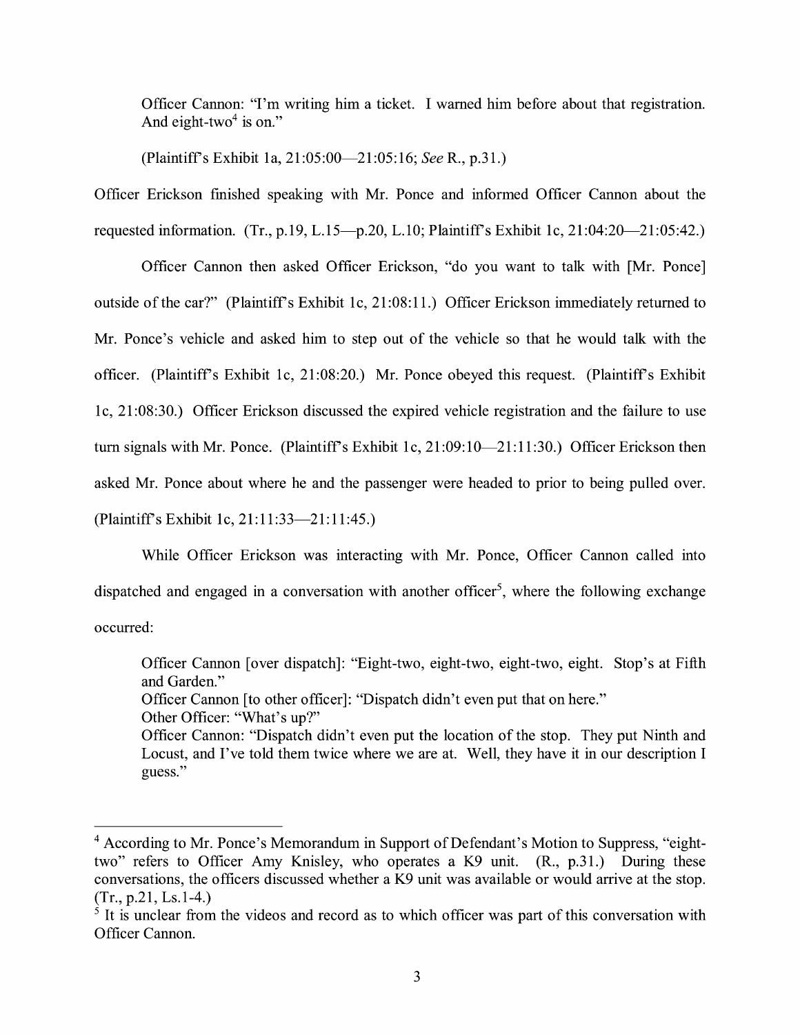> Officer Cannon: "I'm writing him a ticket. I warned him before about that registration. And eight-two[4] is on."

(Plaintiff's Exhibit 1a, 21:05:00—21:05:16; *See* R., p.31.)

Officer Erickson finished speaking with Mr. Ponce and informed Officer Cannon about the requested information. (Tr., p.19, L.15—p.20, L.10; Plaintiff's Exhibit 1c, 21:04:20—21:05:42.)

Officer Cannon then asked Officer Erickson, "do you want to talk with [Mr. Ponce] outside of the car?" (Plaintiff's Exhibit 1c, 21:08:11.) Officer Erickson immediately returned to Mr. Ponce's vehicle and asked him to step out of the vehicle so that he would talk with the officer. (Plaintiff's Exhibit 1c, 21:08:20.) Mr. Ponce obeyed this request. (Plaintiff's Exhibit 1c, 21:08:30.) Officer Erickson discussed the expired vehicle registration and the failure to use turn signals with Mr. Ponce. (Plaintiff's Exhibit 1c, 21:09:10—21:11:30.) Officer Erickson then asked Mr. Ponce about where he and the passenger were headed to prior to being pulled over. (Plaintiff's Exhibit 1c, 21:11:33—21:11:45.)

While Officer Erickson was interacting with Mr. Ponce, Officer Cannon called into dispatched and engaged in a conversation with another officer[5], where the following exchange occurred:

> Officer Cannon [over dispatch]: "Eight-two, eight-two, eight-two, eight. Stop's at Fifth and Garden."
> Officer Cannon [to other officer]: "Dispatch didn't even put that on here."
> Other Officer: "What's up?"
> Officer Cannon: "Dispatch didn't even put the location of the stop. They put Ninth and Locust, and I've told them twice where we are at. Well, they have it in our description I guess."

---

[4] According to Mr. Ponce's Memorandum in Support of Defendant's Motion to Suppress, "eight-two" refers to Officer Amy Knisley, who operates a K9 unit. (R., p.31.) During these conversations, the officers discussed whether a K9 unit was available or would arrive at the stop. (Tr., p.21, Ls.1-4.)

[5] It is unclear from the videos and record as to which officer was part of this conversation with Officer Cannon.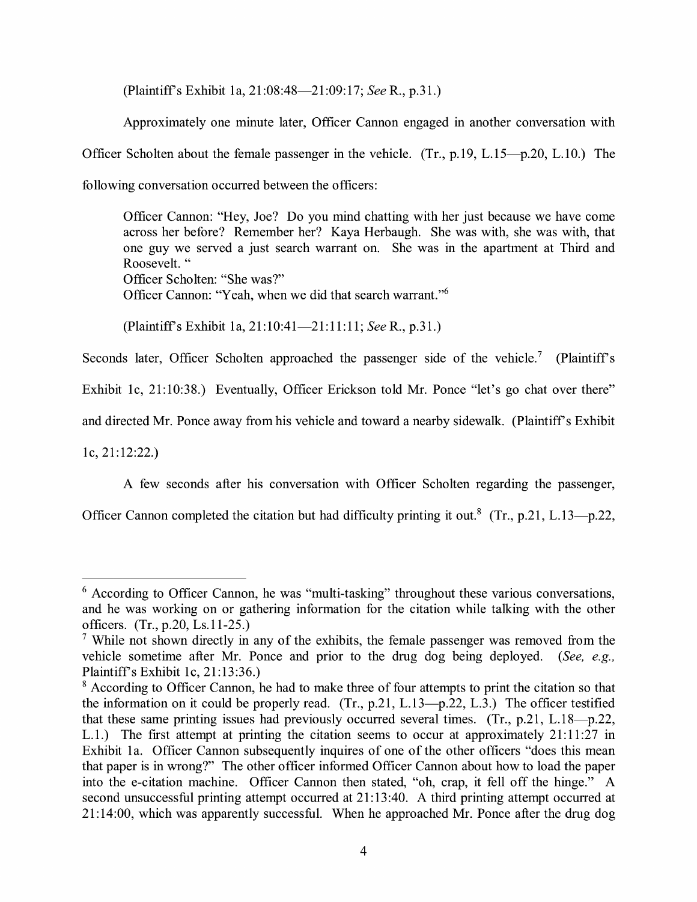(Plaintiff's Exhibit 1a, 21:08:48—21:09:17; *See* R., p.31.)

Approximately one minute later, Officer Cannon engaged in another conversation with Officer Scholten about the female passenger in the vehicle. (Tr., p.19, L.15—p.20, L.10.) The following conversation occurred between the officers:

> Officer Cannon: "Hey, Joe? Do you mind chatting with her just because we have come across her before? Remember her? Kaya Herbaugh. She was with, she was with, that one guy we served a just search warrant on. She was in the apartment at Third and Roosevelt. "
> Officer Scholten: "She was?"
> Officer Cannon: "Yeah, when we did that search warrant."[6]
>
> (Plaintiff's Exhibit 1a, 21:10:41—21:11:11; *See* R., p.31.)

Seconds later, Officer Scholten approached the passenger side of the vehicle.[7] (Plaintiff's Exhibit 1c, 21:10:38.) Eventually, Officer Erickson told Mr. Ponce "let's go chat over there" and directed Mr. Ponce away from his vehicle and toward a nearby sidewalk. (Plaintiff's Exhibit 1c, 21:12:22.)

A few seconds after his conversation with Officer Scholten regarding the passenger, Officer Cannon completed the citation but had difficulty printing it out.[8] (Tr., p.21, L.13—p.22,

---

[6] According to Officer Cannon, he was "multi-tasking" throughout these various conversations, and he was working on or gathering information for the citation while talking with the other officers. (Tr., p.20, Ls.11-25.)

[7] While not shown directly in any of the exhibits, the female passenger was removed from the vehicle sometime after Mr. Ponce and prior to the drug dog being deployed. (*See, e.g.,* Plaintiff's Exhibit 1c, 21:13:36.)

[8] According to Officer Cannon, he had to make three of four attempts to print the citation so that the information on it could be properly read. (Tr., p.21, L.13—p.22, L.3.) The officer testified that these same printing issues had previously occurred several times. (Tr., p.21, L.18—p.22, L.1.) The first attempt at printing the citation seems to occur at approximately 21:11:27 in Exhibit 1a. Officer Cannon subsequently inquires of one of the other officers "does this mean that paper is in wrong?" The other officer informed Officer Cannon about how to load the paper into the e-citation machine. Officer Cannon then stated, "oh, crap, it fell off the hinge." A second unsuccessful printing attempt occurred at 21:13:40. A third printing attempt occurred at 21:14:00, which was apparently successful. When he approached Mr. Ponce after the drug dog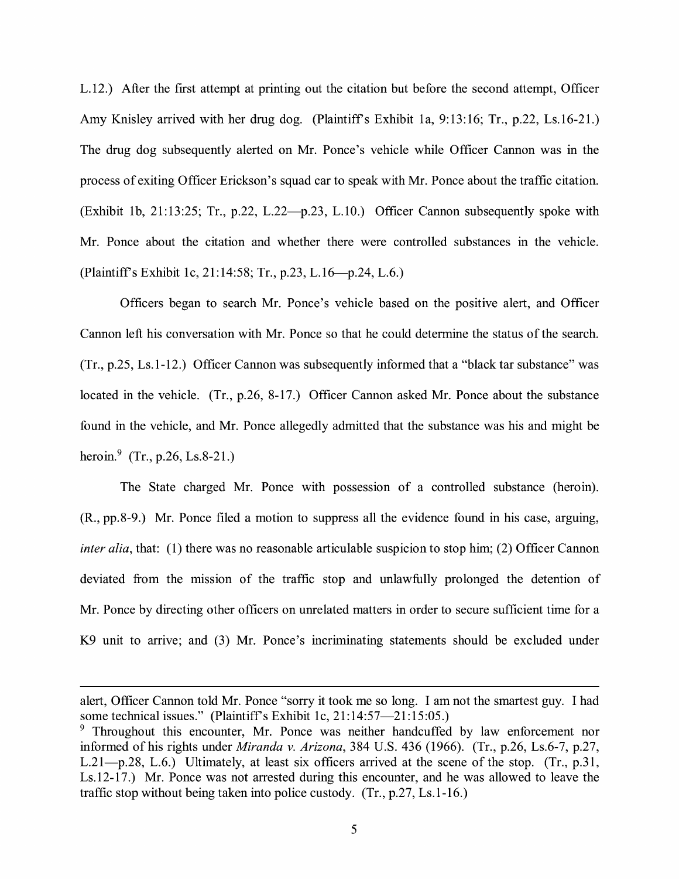L.12.) After the first attempt at printing out the citation but before the second attempt, Officer Amy Knisley arrived with her drug dog. (Plaintiff's Exhibit 1a, 9:13:16; Tr., p.22, Ls.16-21.) The drug dog subsequently alerted on Mr. Ponce's vehicle while Officer Cannon was in the process of exiting Officer Erickson's squad car to speak with Mr. Ponce about the traffic citation. (Exhibit 1b, 21:13:25; Tr., p.22, L.22—p.23, L.10.) Officer Cannon subsequently spoke with Mr. Ponce about the citation and whether there were controlled substances in the vehicle. (Plaintiff's Exhibit 1c, 21:14:58; Tr., p.23, L.16—p.24, L.6.)

Officers began to search Mr. Ponce's vehicle based on the positive alert, and Officer Cannon left his conversation with Mr. Ponce so that he could determine the status of the search. (Tr., p.25, Ls.1-12.) Officer Cannon was subsequently informed that a "black tar substance" was located in the vehicle. (Tr., p.26, 8-17.) Officer Cannon asked Mr. Ponce about the substance found in the vehicle, and Mr. Ponce allegedly admitted that the substance was his and might be heroin.[9] (Tr., p.26, Ls.8-21.)

The State charged Mr. Ponce with possession of a controlled substance (heroin). (R., pp.8-9.) Mr. Ponce filed a motion to suppress all the evidence found in his case, arguing, *inter alia*, that: (1) there was no reasonable articulable suspicion to stop him; (2) Officer Cannon deviated from the mission of the traffic stop and unlawfully prolonged the detention of Mr. Ponce by directing other officers on unrelated matters in order to secure sufficient time for a K9 unit to arrive; and (3) Mr. Ponce's incriminating statements should be excluded under

---

alert, Officer Cannon told Mr. Ponce "sorry it took me so long. I am not the smartest guy. I had some technical issues." (Plaintiff's Exhibit 1c, 21:14:57—21:15:05.)

[9] Throughout this encounter, Mr. Ponce was neither handcuffed by law enforcement nor informed of his rights under *Miranda v. Arizona*, 384 U.S. 436 (1966). (Tr., p.26, Ls.6-7, p.27, L.21—p.28, L.6.) Ultimately, at least six officers arrived at the scene of the stop. (Tr., p.31, Ls.12-17.) Mr. Ponce was not arrested during this encounter, and he was allowed to leave the traffic stop without being taken into police custody. (Tr., p.27, Ls.1-16.)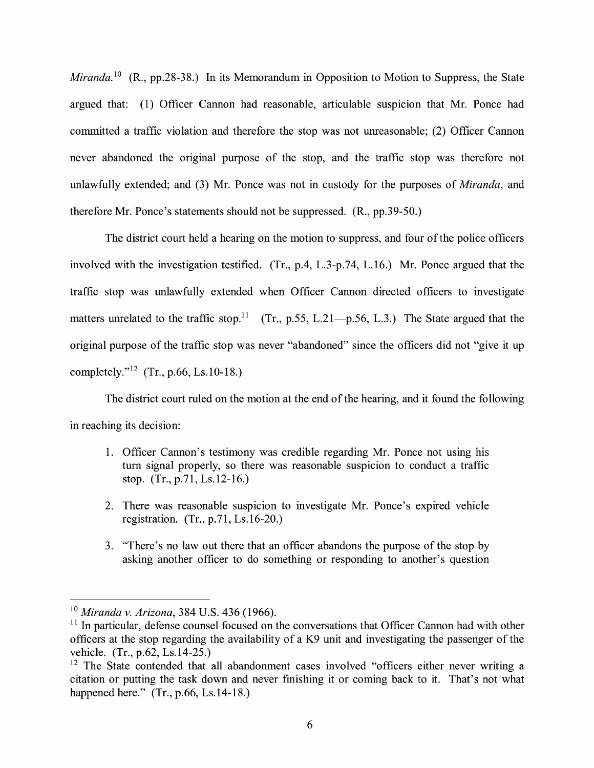*Miranda.*[10] (R., pp.28-38.) In its Memorandum in Opposition to Motion to Suppress, the State argued that: (1) Officer Cannon had reasonable, articulable suspicion that Mr. Ponce had committed a traffic violation and therefore the stop was not unreasonable; (2) Officer Cannon never abandoned the original purpose of the stop, and the traffic stop was therefore not unlawfully extended; and (3) Mr. Ponce was not in custody for the purposes of *Miranda*, and therefore Mr. Ponce's statements should not be suppressed. (R., pp.39-50.)

The district court held a hearing on the motion to suppress, and four of the police officers involved with the investigation testified. (Tr., p.4, L.3-p.74, L.16.) Mr. Ponce argued that the traffic stop was unlawfully extended when Officer Cannon directed officers to investigate matters unrelated to the traffic stop.[11] (Tr., p.55, L.21—p.56, L.3.) The State argued that the original purpose of the traffic stop was never "abandoned" since the officers did not "give it up completely."[12] (Tr., p.66, Ls.10-18.)

The district court ruled on the motion at the end of the hearing, and it found the following in reaching its decision:

1. Officer Cannon's testimony was credible regarding Mr. Ponce not using his turn signal properly, so there was reasonable suspicion to conduct a traffic stop. (Tr., p.71, Ls.12-16.)

2. There was reasonable suspicion to investigate Mr. Ponce's expired vehicle registration. (Tr., p.71, Ls.16-20.)

3. "There's no law out there that an officer abandons the purpose of the stop by asking another officer to do something or responding to another's question

---

[10] *Miranda v. Arizona*, 384 U.S. 436 (1966).

[11] In particular, defense counsel focused on the conversations that Officer Cannon had with other officers at the stop regarding the availability of a K9 unit and investigating the passenger of the vehicle. (Tr., p.62, Ls.14-25.)

[12] The State contended that all abandonment cases involved "officers either never writing a citation or putting the task down and never finishing it or coming back to it. That's not what happened here." (Tr., p.66, Ls.14-18.)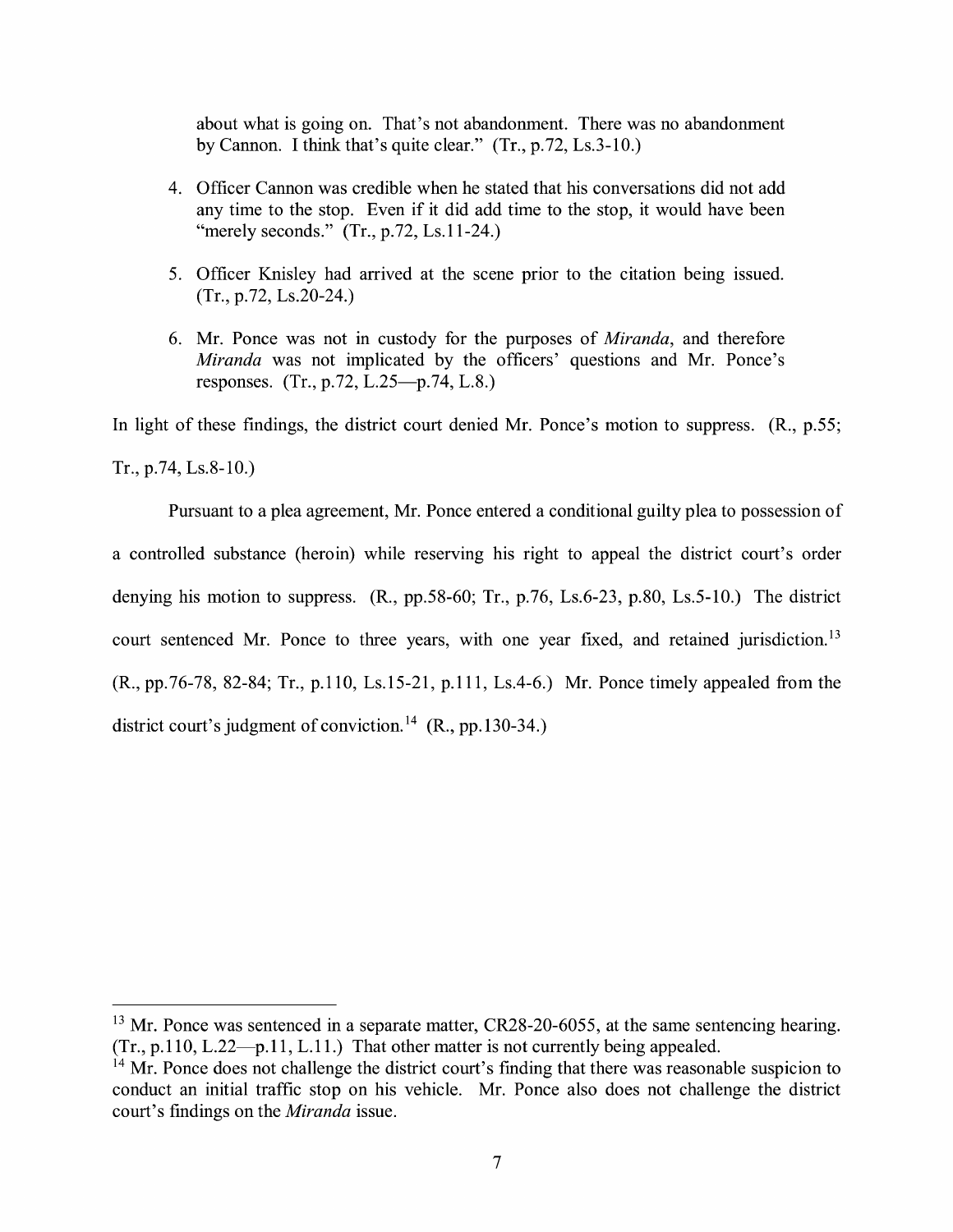about what is going on. That's not abandonment. There was no abandonment by Cannon. I think that's quite clear." (Tr., p.72, Ls.3-10.)

4. Officer Cannon was credible when he stated that his conversations did not add any time to the stop. Even if it did add time to the stop, it would have been "merely seconds." (Tr., p.72, Ls.11-24.)

5. Officer Knisley had arrived at the scene prior to the citation being issued. (Tr., p.72, Ls.20-24.)

6. Mr. Ponce was not in custody for the purposes of *Miranda*, and therefore *Miranda* was not implicated by the officers' questions and Mr. Ponce's responses. (Tr., p.72, L.25—p.74, L.8.)

In light of these findings, the district court denied Mr. Ponce's motion to suppress. (R., p.55; Tr., p.74, Ls.8-10.)

Pursuant to a plea agreement, Mr. Ponce entered a conditional guilty plea to possession of a controlled substance (heroin) while reserving his right to appeal the district court's order denying his motion to suppress. (R., pp.58-60; Tr., p.76, Ls.6-23, p.80, Ls.5-10.) The district court sentenced Mr. Ponce to three years, with one year fixed, and retained jurisdiction.[13] (R., pp.76-78, 82-84; Tr., p.110, Ls.15-21, p.111, Ls.4-6.) Mr. Ponce timely appealed from the district court's judgment of conviction.[14] (R., pp.130-34.)

---

[13] Mr. Ponce was sentenced in a separate matter, CR28-20-6055, at the same sentencing hearing. (Tr., p.110, L.22—p.11, L.11.) That other matter is not currently being appealed.

[14] Mr. Ponce does not challenge the district court's finding that there was reasonable suspicion to conduct an initial traffic stop on his vehicle. Mr. Ponce also does not challenge the district court's findings on the *Miranda* issue.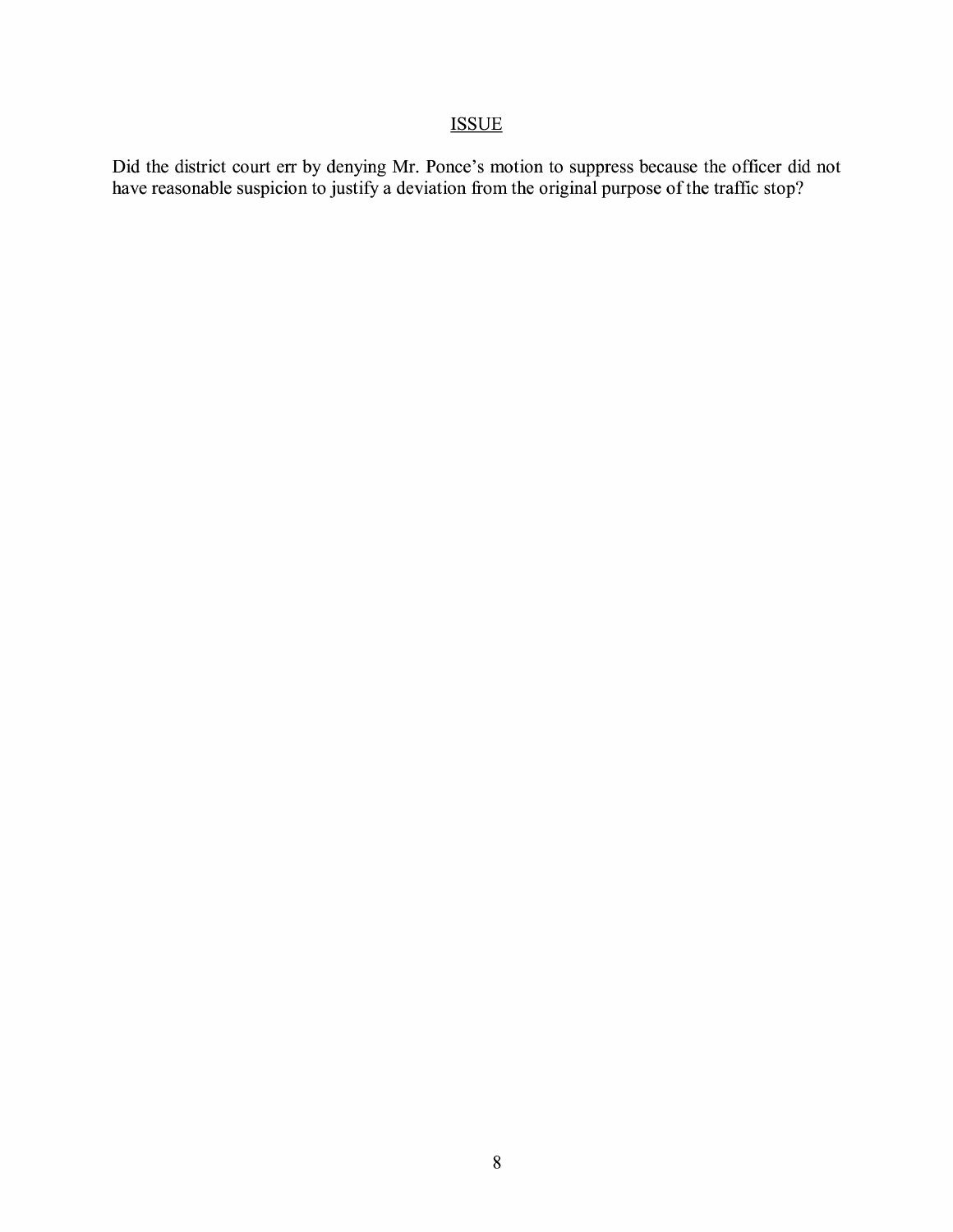## ISSUE

Did the district court err by denying Mr. Ponce's motion to suppress because the officer did not have reasonable suspicion to justify a deviation from the original purpose of the traffic stop?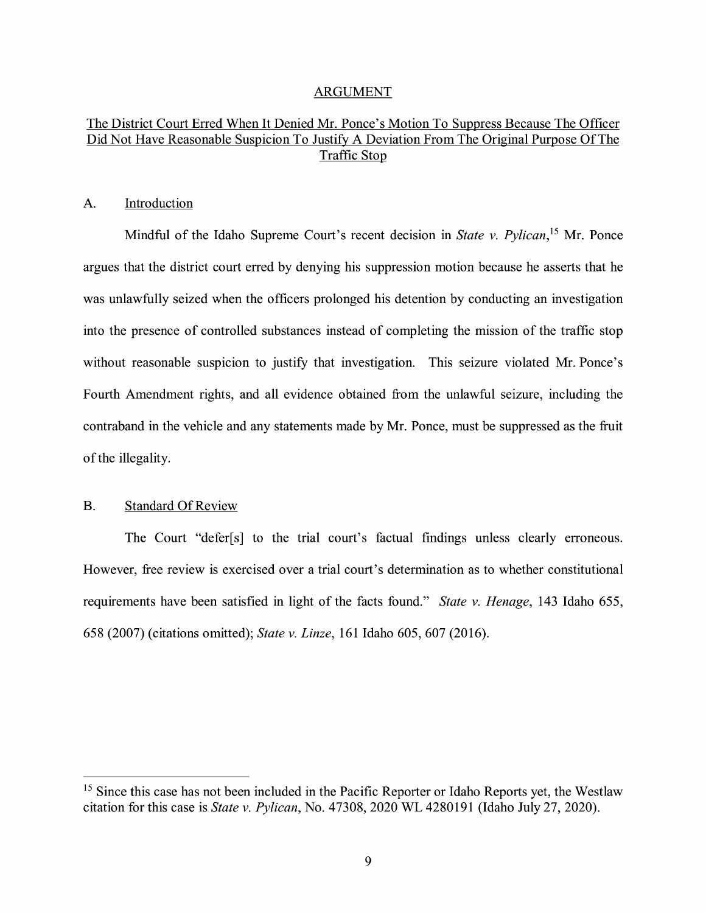## ARGUMENT

### The District Court Erred When It Denied Mr. Ponce's Motion To Suppress Because The Officer Did Not Have Reasonable Suspicion To Justify A Deviation From The Original Purpose Of The Traffic Stop

A. Introduction

Mindful of the Idaho Supreme Court's recent decision in *State v. Pylican*,[15] Mr. Ponce argues that the district court erred by denying his suppression motion because he asserts that he was unlawfully seized when the officers prolonged his detention by conducting an investigation into the presence of controlled substances instead of completing the mission of the traffic stop without reasonable suspicion to justify that investigation. This seizure violated Mr. Ponce's Fourth Amendment rights, and all evidence obtained from the unlawful seizure, including the contraband in the vehicle and any statements made by Mr. Ponce, must be suppressed as the fruit of the illegality.

B. Standard Of Review

The Court "defer[s] to the trial court's factual findings unless clearly erroneous. However, free review is exercised over a trial court's determination as to whether constitutional requirements have been satisfied in light of the facts found." *State v. Henage*, 143 Idaho 655, 658 (2007) (citations omitted); *State v. Linze*, 161 Idaho 605, 607 (2016).

---

[15] Since this case has not been included in the Pacific Reporter or Idaho Reports yet, the Westlaw citation for this case is *State v. Pylican*, No. 47308, 2020 WL 4280191 (Idaho July 27, 2020).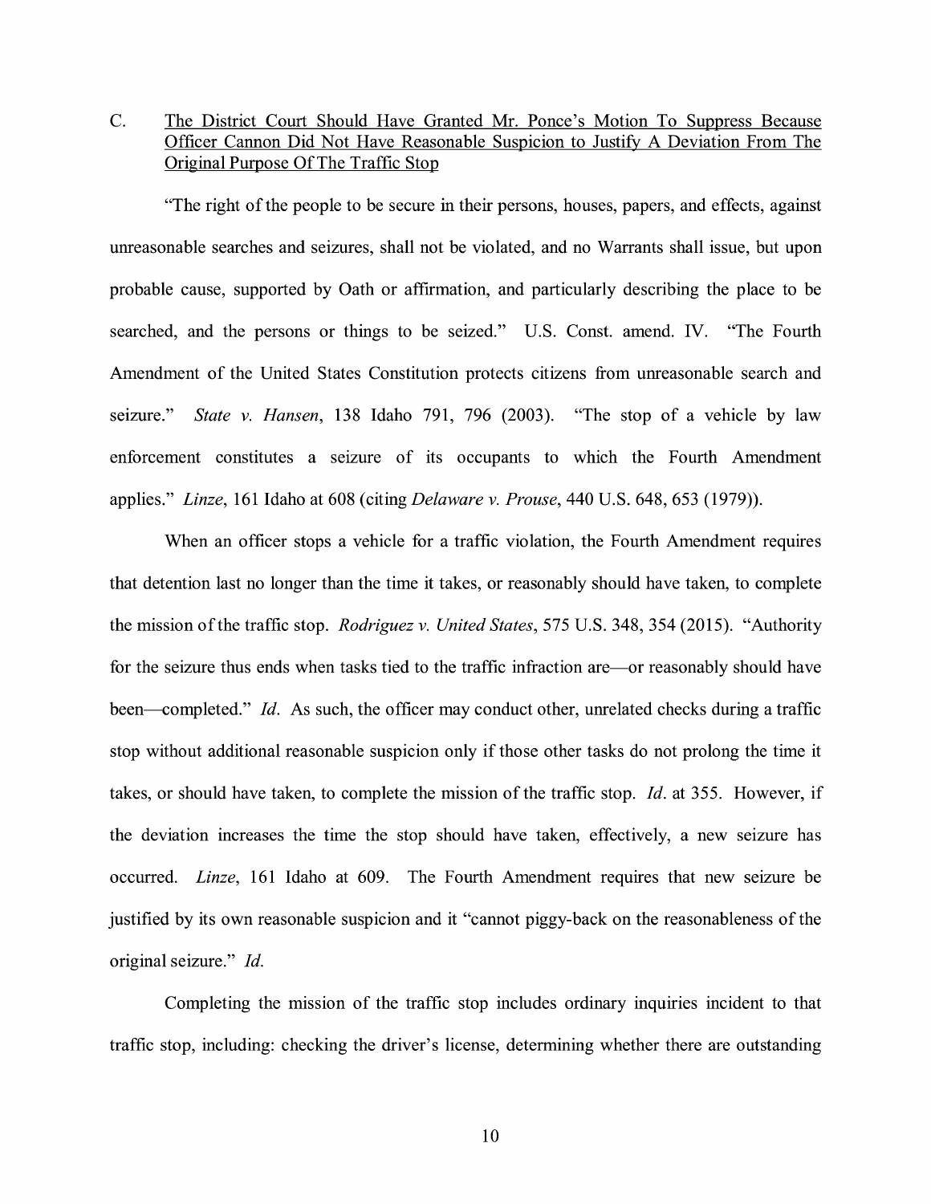### C. The District Court Should Have Granted Mr. Ponce's Motion To Suppress Because Officer Cannon Did Not Have Reasonable Suspicion to Justify A Deviation From The Original Purpose Of The Traffic Stop

"The right of the people to be secure in their persons, houses, papers, and effects, against unreasonable searches and seizures, shall not be violated, and no Warrants shall issue, but upon probable cause, supported by Oath or affirmation, and particularly describing the place to be searched, and the persons or things to be seized." U.S. Const. amend. IV. "The Fourth Amendment of the United States Constitution protects citizens from unreasonable search and seizure." *State v. Hansen*, 138 Idaho 791, 796 (2003). "The stop of a vehicle by law enforcement constitutes a seizure of its occupants to which the Fourth Amendment applies." *Linze*, 161 Idaho at 608 (citing *Delaware v. Prouse*, 440 U.S. 648, 653 (1979)).

When an officer stops a vehicle for a traffic violation, the Fourth Amendment requires that detention last no longer than the time it takes, or reasonably should have taken, to complete the mission of the traffic stop. *Rodriguez v. United States*, 575 U.S. 348, 354 (2015). "Authority for the seizure thus ends when tasks tied to the traffic infraction are—or reasonably should have been—completed." *Id.* As such, the officer may conduct other, unrelated checks during a traffic stop without additional reasonable suspicion only if those other tasks do not prolong the time it takes, or should have taken, to complete the mission of the traffic stop. *Id.* at 355. However, if the deviation increases the time the stop should have taken, effectively, a new seizure has occurred. *Linze*, 161 Idaho at 609. The Fourth Amendment requires that new seizure be justified by its own reasonable suspicion and it "cannot piggy-back on the reasonableness of the original seizure." *Id.*

Completing the mission of the traffic stop includes ordinary inquiries incident to that traffic stop, including: checking the driver's license, determining whether there are outstanding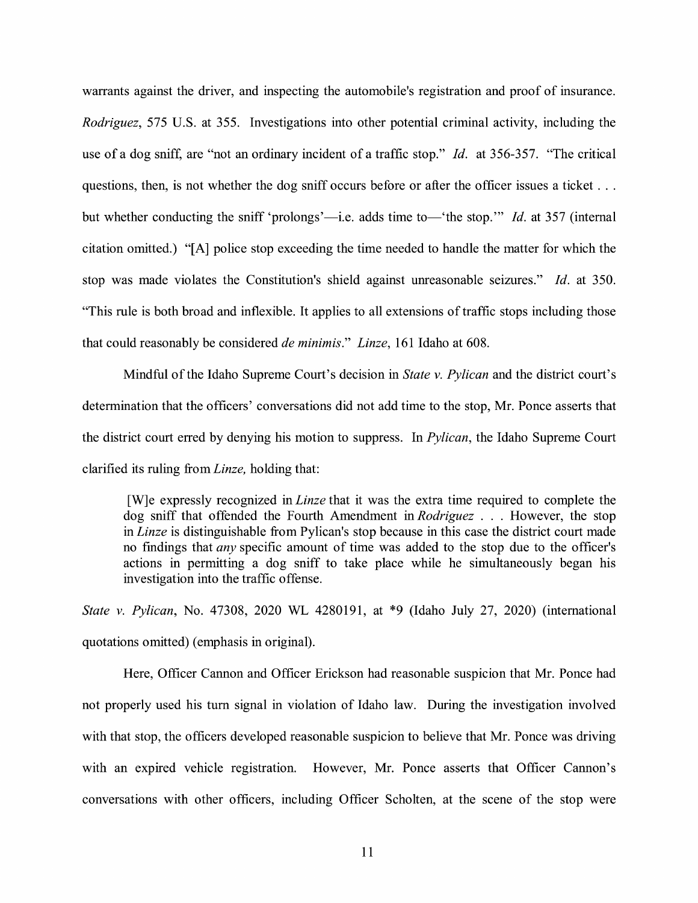warrants against the driver, and inspecting the automobile's registration and proof of insurance. *Rodriguez*, 575 U.S. at 355. Investigations into other potential criminal activity, including the use of a dog sniff, are "not an ordinary incident of a traffic stop." *Id.* at 356-357. "The critical questions, then, is not whether the dog sniff occurs before or after the officer issues a ticket . . . but whether conducting the sniff 'prolongs'—i.e. adds time to—'the stop.'" *Id.* at 357 (internal citation omitted.) "[A] police stop exceeding the time needed to handle the matter for which the stop was made violates the Constitution's shield against unreasonable seizures." *Id.* at 350. "This rule is both broad and inflexible. It applies to all extensions of traffic stops including those that could reasonably be considered *de minimis*." *Linze*, 161 Idaho at 608.

Mindful of the Idaho Supreme Court's decision in *State v. Pylican* and the district court's determination that the officers' conversations did not add time to the stop, Mr. Ponce asserts that the district court erred by denying his motion to suppress. In *Pylican*, the Idaho Supreme Court clarified its ruling from *Linze,* holding that:

> [W]e expressly recognized in *Linze* that it was the extra time required to complete the dog sniff that offended the Fourth Amendment in *Rodriguez* . . . However, the stop in *Linze* is distinguishable from Pylican's stop because in this case the district court made no findings that *any* specific amount of time was added to the stop due to the officer's actions in permitting a dog sniff to take place while he simultaneously began his investigation into the traffic offense.

*State v. Pylican*, No. 47308, 2020 WL 4280191, at *9 (Idaho July 27, 2020) (international quotations omitted) (emphasis in original).

Here, Officer Cannon and Officer Erickson had reasonable suspicion that Mr. Ponce had not properly used his turn signal in violation of Idaho law. During the investigation involved with that stop, the officers developed reasonable suspicion to believe that Mr. Ponce was driving with an expired vehicle registration. However, Mr. Ponce asserts that Officer Cannon's conversations with other officers, including Officer Scholten, at the scene of the stop were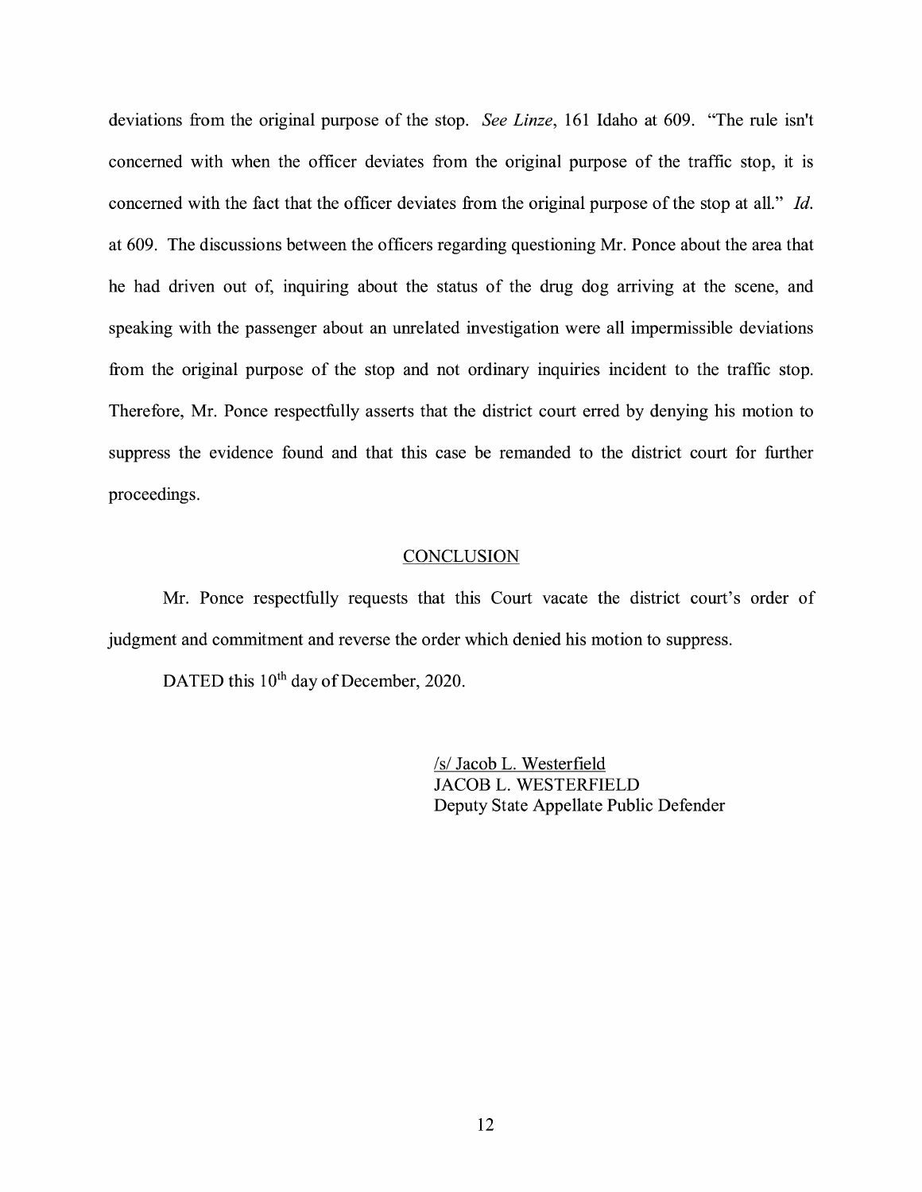deviations from the original purpose of the stop. *See Linze*, 161 Idaho at 609. "The rule isn't concerned with when the officer deviates from the original purpose of the traffic stop, it is concerned with the fact that the officer deviates from the original purpose of the stop at all." *Id.* at 609. The discussions between the officers regarding questioning Mr. Ponce about the area that he had driven out of, inquiring about the status of the drug dog arriving at the scene, and speaking with the passenger about an unrelated investigation were all impermissible deviations from the original purpose of the stop and not ordinary inquiries incident to the traffic stop. Therefore, Mr. Ponce respectfully asserts that the district court erred by denying his motion to suppress the evidence found and that this case be remanded to the district court for further proceedings.

## CONCLUSION

Mr. Ponce respectfully requests that this Court vacate the district court's order of judgment and commitment and reverse the order which denied his motion to suppress.

DATED this 10th day of December, 2020.

/s/ Jacob L. Westerfield
JACOB L. WESTERFIELD
Deputy State Appellate Public Defender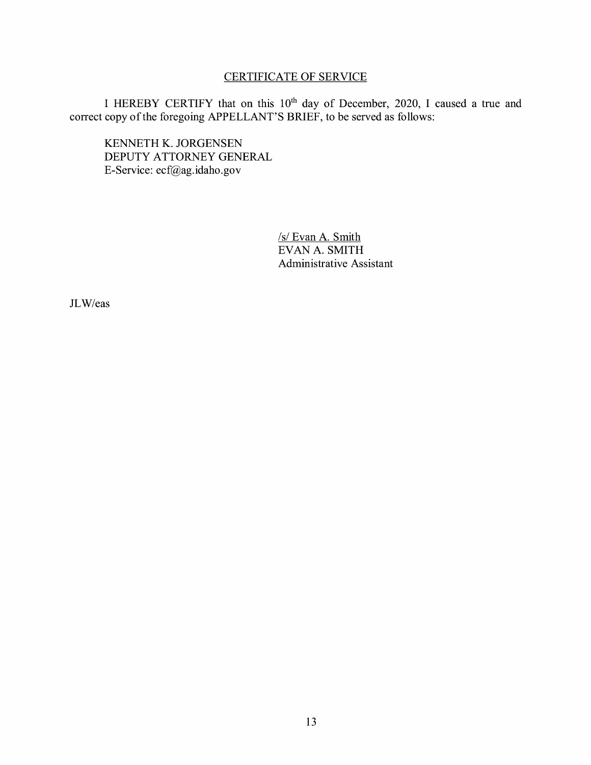## CERTIFICATE OF SERVICE

I HEREBY CERTIFY that on this 10th day of December, 2020, I caused a true and correct copy of the foregoing APPELLANT'S BRIEF, to be served as follows:

KENNETH K. JORGENSEN
DEPUTY ATTORNEY GENERAL
E-Service: ecf@ag.idaho.gov

/s/ Evan A. Smith
EVAN A. SMITH
Administrative Assistant

JLW/eas